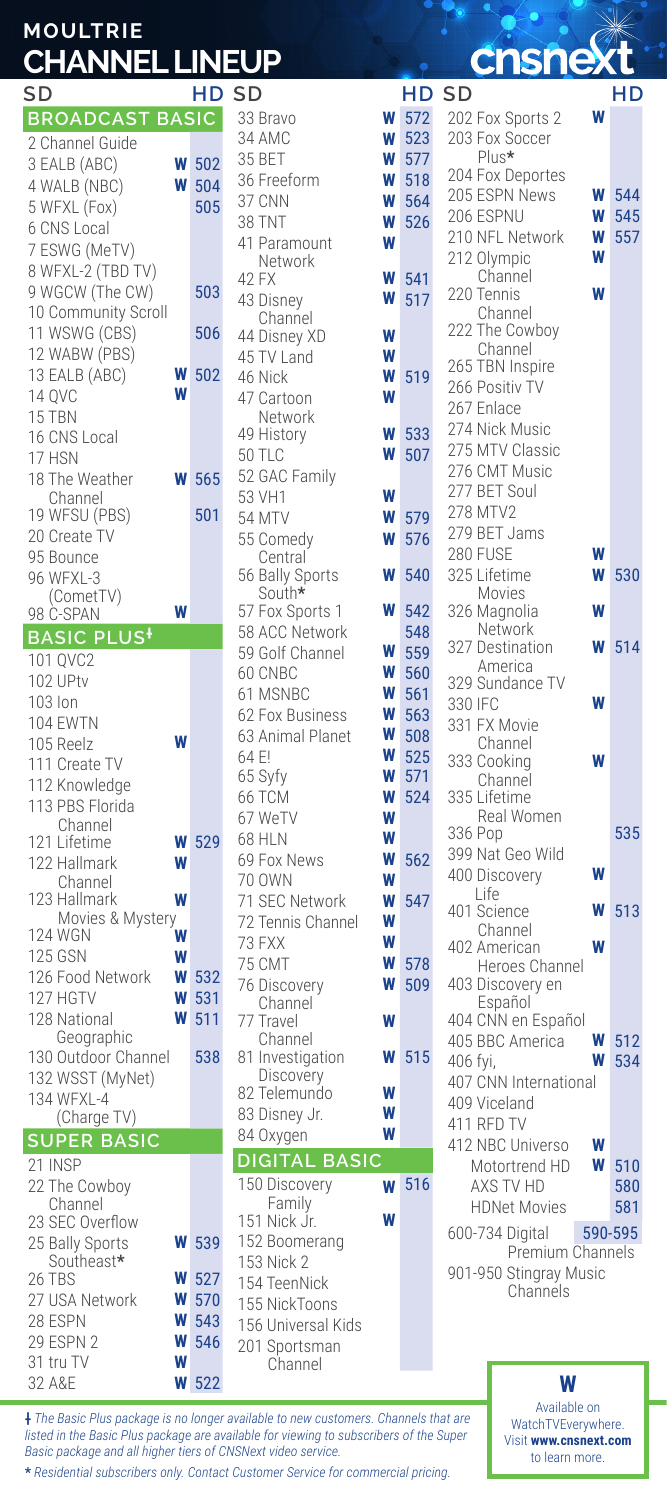# MOULTRIE CHANNEL LINEUP

cnsnext

## BROADCAST BASIC

| SD | W | HD |
|---|---|---|
| 2 Channel Guide | | |
| 3 EALB (ABC) | W | 502 |
| 4 WALB (NBC) | W | 504 |
| 5 WFXL (Fox) | | 505 |
| 6 CNS Local | | |
| 7 ESWG (MeTV) | | |
| 8 WFXL-2 (TBD TV) | | |
| 9 WGCW (The CW) | | 503 |
| 10 Community Scroll | | |
| 11 WSWG (CBS) | | 506 |
| 12 WABW (PBS) | | |
| 13 EALB (ABC) | W | 502 |
| 14 QVC | W | |
| 15 TBN | | |
| 16 CNS Local | | |
| 17 HSN | | |
| 18 The Weather Channel | W | 565 |
| 19 WFSU (PBS) | | 501 |
| 20 Create TV | | |
| 95 Bounce | | |
| 96 WFXL-3 (CometTV) | | |
| 98 C-SPAN | W | |

## BASIC PLUS‡

| SD | W | HD |
|---|---|---|
| 101 QVC2 | | |
| 102 UPtv | | |
| 103 Ion | | |
| 104 EWTN | | |
| 105 Reelz | W | |
| 111 Create TV | | |
| 112 Knowledge | | |
| 113 PBS Florida Channel | | |
| 121 Lifetime | W | 529 |
| 122 Hallmark Channel | W | |
| 123 Hallmark Movies & Mystery | W | |
| 124 WGN | W | |
| 125 GSN | W | |
| 126 Food Network | W | 532 |
| 127 HGTV | W | 531 |
| 128 National Geographic | W | 511 |
| 130 Outdoor Channel | | 538 |
| 132 WSST (MyNet) | | |
| 134 WFXL-4 (Charge TV) | | |

## SUPER BASIC

| SD | W | HD |
|---|---|---|
| 21 INSP | | |
| 22 The Cowboy Channel | | |
| 23 SEC Overflow | | |
| 25 Bally Sports Southeast* | W | 539 |
| 26 TBS | W | 527 |
| 27 USA Network | W | 570 |
| 28 ESPN | W | 543 |
| 29 ESPN 2 | W | 546 |
| 31 tru TV | W | |
| 32 A&E | W | 522 |
| 33 Bravo | W | 572 |
| 34 AMC | W | 523 |
| 35 BET | W | 577 |
| 36 Freeform | W | 518 |
| 37 CNN | W | 564 |
| 38 TNT | W | 526 |
| 41 Paramount Network | W | |
| 42 FX | W | 541 |
| 43 Disney Channel | W | 517 |
| 44 Disney XD | W | |
| 45 TV Land | W | |
| 46 Nick | W | 519 |
| 47 Cartoon Network | W | |
| 49 History | W | 533 |
| 50 TLC | W | 507 |
| 52 GAC Family | | |
| 53 VH1 | W | |
| 54 MTV | W | 579 |
| 55 Comedy Central | W | 576 |
| 56 Bally Sports South* | W | 540 |
| 57 Fox Sports 1 | W | 542 |
| 58 ACC Network | | 548 |
| 59 Golf Channel | W | 559 |
| 60 CNBC | W | 560 |
| 61 MSNBC | W | 561 |
| 62 Fox Business | W | 563 |
| 63 Animal Planet | W | 508 |
| 64 E! | W | 525 |
| 65 Syfy | W | 571 |
| 66 TCM | W | 524 |
| 67 WeTV | W | |
| 68 HLN | W | |
| 69 Fox News | W | 562 |
| 70 OWN | W | |
| 71 SEC Network | W | 547 |
| 72 Tennis Channel | W | |
| 73 FXX | W | |
| 75 CMT | W | 578 |
| 76 Discovery Channel | W | 509 |
| 77 Travel Channel | W | |
| 81 Investigation Discovery | W | 515 |
| 82 Telemundo | W | |
| 83 Disney Jr. | W | |
| 84 Oxygen | W | |

## DIGITAL BASIC

| SD | W | HD |
|---|---|---|
| 150 Discovery Family | W | 516 |
| 151 Nick Jr. | W | |
| 152 Boomerang | | |
| 153 Nick 2 | | |
| 154 TeenNick | | |
| 155 NickToons | | |
| 156 Universal Kids | | |
| 201 Sportsman Channel | | |
| 202 Fox Sports 2 | W | |
| 203 Fox Soccer Plus* | | |
| 204 Fox Deportes | | |
| 205 ESPN News | W | 544 |
| 206 ESPNU | W | 545 |
| 210 NFL Network | W | 557 |
| 212 Olympic Channel | W | |
| 220 Tennis Channel | W | |
| 222 The Cowboy Channel | | |
| 265 TBN Inspire | | |
| 266 Positiv TV | | |
| 267 Enlace | | |
| 274 Nick Music | | |
| 275 MTV Classic | | |
| 276 CMT Music | | |
| 277 BET Soul | | |
| 278 MTV2 | | |
| 279 BET Jams | | |
| 280 FUSE | W | |
| 325 Lifetime Movies | W | 530 |
| 326 Magnolia Network | W | |
| 327 Destination America | W | 514 |
| 329 Sundance TV | | |
| 330 IFC | W | |
| 331 FX Movie Channel | | |
| 333 Cooking Channel | W | |
| 335 Lifetime Real Women | | |
| 336 Pop | | 535 |
| 399 Nat Geo Wild | | |
| 400 Discovery Life | W | |
| 401 Science Channel | W | 513 |
| 402 American Heroes Channel | W | |
| 403 Discovery en Español | | |
| 404 CNN en Español | | |
| 405 BBC America | W | 512 |
| 406 fyi, | W | 534 |
| 407 CNN International | | |
| 409 Viceland | | |
| 411 RFD TV | | |
| 412 NBC Universo | W | |
| Motortrend HD | W | 510 |
| AXS TV HD | | 580 |
| HDNet Movies | | 581 |
| 600-734 Digital Premium Channels | | 590-595 |
| 901-950 Stingray Music Channels | | |

**W** Available on WatchTVEverywhere. Visit **www.cnsnext.com** to learn more.

‡ *The Basic Plus package is no longer available to new customers. Channels that are listed in the Basic Plus package are available for viewing to subscribers of the Super Basic package and all higher tiers of CNSNext video service.*

\* *Residential subscribers only. Contact Customer Service for commercial pricing.*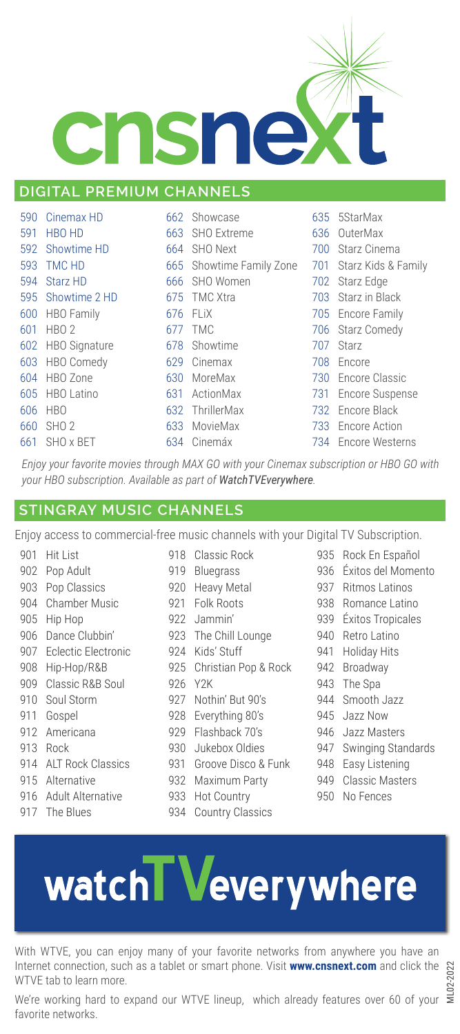# cnsnext

## DIGITAL PREMIUM CHANNELS

| | | | | | |
|---|---|---|---|---|---|
| 590 | Cinemax HD | 662 | Showcase | 635 | 5StarMax |
| 591 | HBO HD | 663 | SHO Extreme | 636 | OuterMax |
| 592 | Showtime HD | 664 | SHO Next | 700 | Starz Cinema |
| 593 | TMC HD | 665 | Showtime Family Zone | 701 | Starz Kids & Family |
| 594 | Starz HD | 666 | SHO Women | 702 | Starz Edge |
| 595 | Showtime 2 HD | 675 | TMC Xtra | 703 | Starz in Black |
| 600 | HBO Family | 676 | FLiX | 705 | Encore Family |
| 601 | HBO 2 | 677 | TMC | 706 | Starz Comedy |
| 602 | HBO Signature | 678 | Showtime | 707 | Starz |
| 603 | HBO Comedy | 629 | Cinemax | 708 | Encore |
| 604 | HBO Zone | 630 | MoreMax | 730 | Encore Classic |
| 605 | HBO Latino | 631 | ActionMax | 731 | Encore Suspense |
| 606 | HBO | 632 | ThrillerMax | 732 | Encore Black |
| 660 | SHO 2 | 633 | MovieMax | 733 | Encore Action |
| 661 | SHO x BET | 634 | Cinemáx | 734 | Encore Westerns |

*Enjoy your favorite movies through MAX GO with your Cinemax subscription or HBO GO with your HBO subscription. Available as part of **WatchTVEverywhere**.*

## STINGRAY MUSIC CHANNELS

Enjoy access to commercial-free music channels with your Digital TV Subscription.

| | | | | | |
|---|---|---|---|---|---|
| 901 | Hit List | 918 | Classic Rock | 935 | Rock En Español |
| 902 | Pop Adult | 919 | Bluegrass | 936 | Éxitos del Momento |
| 903 | Pop Classics | 920 | Heavy Metal | 937 | Ritmos Latinos |
| 904 | Chamber Music | 921 | Folk Roots | 938 | Romance Latino |
| 905 | Hip Hop | 922 | Jammin' | 939 | Éxitos Tropicales |
| 906 | Dance Clubbin' | 923 | The Chill Lounge | 940 | Retro Latino |
| 907 | Eclectic Electronic | 924 | Kids' Stuff | 941 | Holiday Hits |
| 908 | Hip-Hop/R&B | 925 | Christian Pop & Rock | 942 | Broadway |
| 909 | Classic R&B Soul | 926 | Y2K | 943 | The Spa |
| 910 | Soul Storm | 927 | Nothin' But 90's | 944 | Smooth Jazz |
| 911 | Gospel | 928 | Everything 80's | 945 | Jazz Now |
| 912 | Americana | 929 | Flashback 70's | 946 | Jazz Masters |
| 913 | Rock | 930 | Jukebox Oldies | 947 | Swinging Standards |
| 914 | ALT Rock Classics | 931 | Groove Disco & Funk | 948 | Easy Listening |
| 915 | Alternative | 932 | Maximum Party | 949 | Classic Masters |
| 916 | Adult Alternative | 933 | Hot Country | 950 | No Fences |
| 917 | The Blues | 934 | Country Classics | | |

# watchTVeverywhere

With WTVE, you can enjoy many of your favorite networks from anywhere you have an Internet connection, such as a tablet or smart phone. Visit **www.cnsnext.com** and click the WTVE tab to learn more.

We're working hard to expand our WTVE lineup, which already features over 60 of your favorite networks.

ML02-2022